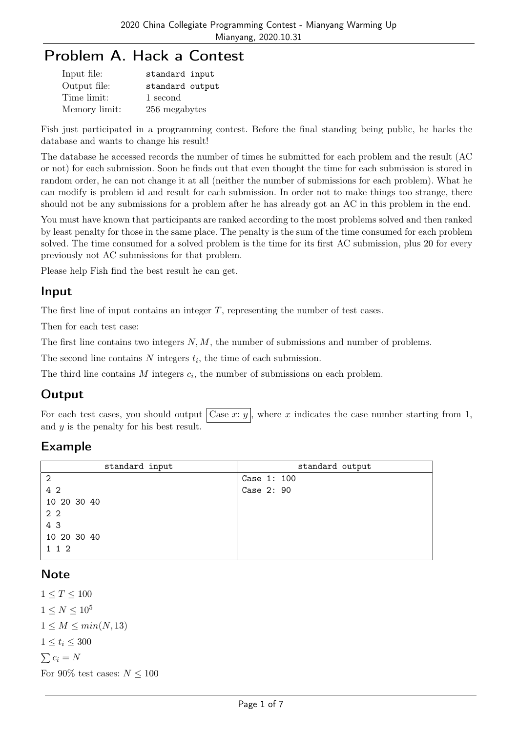# Problem A. Hack a Contest

| | |
|---|---|
| Input file: | standard input |
| Output file: | standard output |
| Time limit: | 1 second |
| Memory limit: | 256 megabytes |

Fish just participated in a programming contest. Before the final standing being public, he hacks the database and wants to change his result!

The database he accessed records the number of times he submitted for each problem and the result (AC or not) for each submission. Soon he finds out that even thought the time for each submission is stored in random order, he can not change it at all (neither the number of submissions for each problem). What he can modify is problem id and result for each submission. In order not to make things too strange, there should not be any submissions for a problem after he has already got an AC in this problem in the end.

You must have known that participants are ranked according to the most problems solved and then ranked by least penalty for those in the same place. The penalty is the sum of the time consumed for each problem solved. The time consumed for a solved problem is the time for its first AC submission, plus 20 for every previously not AC submissions for that problem.

Please help Fish find the best result he can get.

## Input

The first line of input contains an integer $T$, representing the number of test cases.

Then for each test case:

The first line contains two integers $N, M$, the number of submissions and number of problems.

The second line contains $N$ integers $t_i$, the time of each submission.

The third line contains $M$ integers $c_i$, the number of submissions on each problem.

## Output

For each test cases, you should output `Case x: y`, where $x$ indicates the case number starting from 1, and $y$ is the penalty for his best result.

## Example

| standard input | standard output |
|---|---|
| 2<br>4 2<br>10 20 30 40<br>2 2<br>4 3<br>10 20 30 40<br>1 1 2 | Case 1: 100<br>Case 2: 90 |

## Note

$1 \le T \le 100$

$1 \le N \le 10^5$

$1 \le M \le min(N, 13)$

$1 \le t_i \le 300$

$\sum c_i = N$

For 90% test cases: $N \le 100$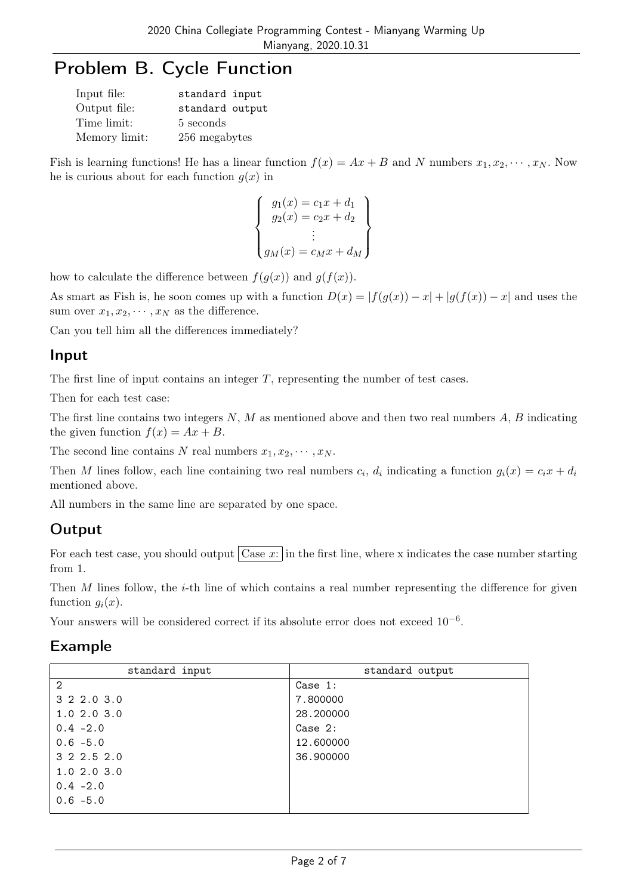# Problem B. Cycle Function

| | |
|---|---|
| Input file: | standard input |
| Output file: | standard output |
| Time limit: | 5 seconds |
| Memory limit: | 256 megabytes |

Fish is learning functions! He has a linear function $f(x) = Ax + B$ and $N$ numbers $x_1, x_2, \cdots, x_N$. Now he is curious about for each function $g(x)$ in

$$\left\{ \begin{array}{c} g_1(x) = c_1 x + d_1 \\ g_2(x) = c_2 x + d_2 \\ \vdots \\ g_M(x) = c_M x + d_M \end{array} \right\}$$

how to calculate the difference between $f(g(x))$ and $g(f(x))$.

As smart as Fish is, he soon comes up with a function $D(x) = |f(g(x)) - x| + |g(f(x)) - x|$ and uses the sum over $x_1, x_2, \cdots, x_N$ as the difference.

Can you tell him all the differences immediately?

## Input

The first line of input contains an integer $T$, representing the number of test cases.

Then for each test case:

The first line contains two integers $N$, $M$ as mentioned above and then two real numbers $A$, $B$ indicating the given function $f(x) = Ax + B$.

The second line contains $N$ real numbers $x_1, x_2, \cdots, x_N$.

Then $M$ lines follow, each line containing two real numbers $c_i$, $d_i$ indicating a function $g_i(x) = c_i x + d_i$ mentioned above.

All numbers in the same line are separated by one space.

## Output

For each test case, you should output `Case x:` in the first line, where x indicates the case number starting from 1.

Then $M$ lines follow, the $i$-th line of which contains a real number representing the difference for given function $g_i(x)$.

Your answers will be considered correct if its absolute error does not exceed $10^{-6}$.

## Example

| standard input | standard output |
|---|---|
| 2<br>3 2 2.0 3.0<br>1.0 2.0 3.0<br>0.4 -2.0<br>0.6 -5.0<br>3 2 2.5 2.0<br>1.0 2.0 3.0<br>0.4 -2.0<br>0.6 -5.0 | Case 1:<br>7.800000<br>28.200000<br>Case 2:<br>12.600000<br>36.900000 |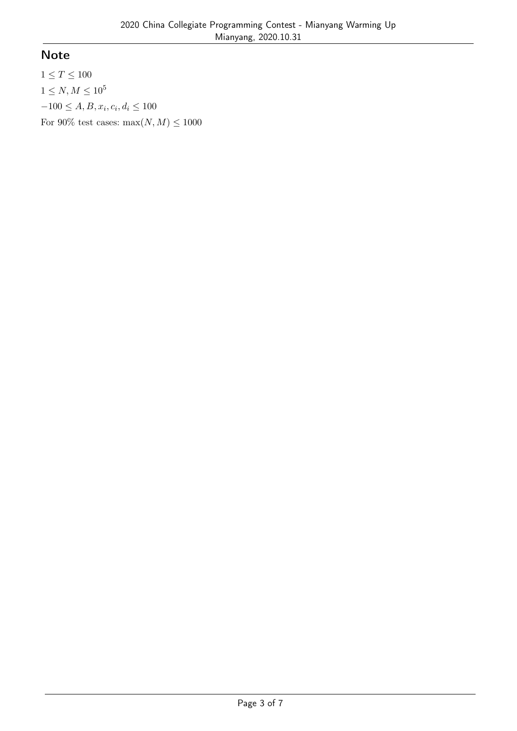## Note

$1 \leq T \leq 100$

$1 \leq N, M \leq 10^5$

$-100 \leq A, B, x_i, c_i, d_i \leq 100$

For 90% test cases: $\max(N, M) \leq 1000$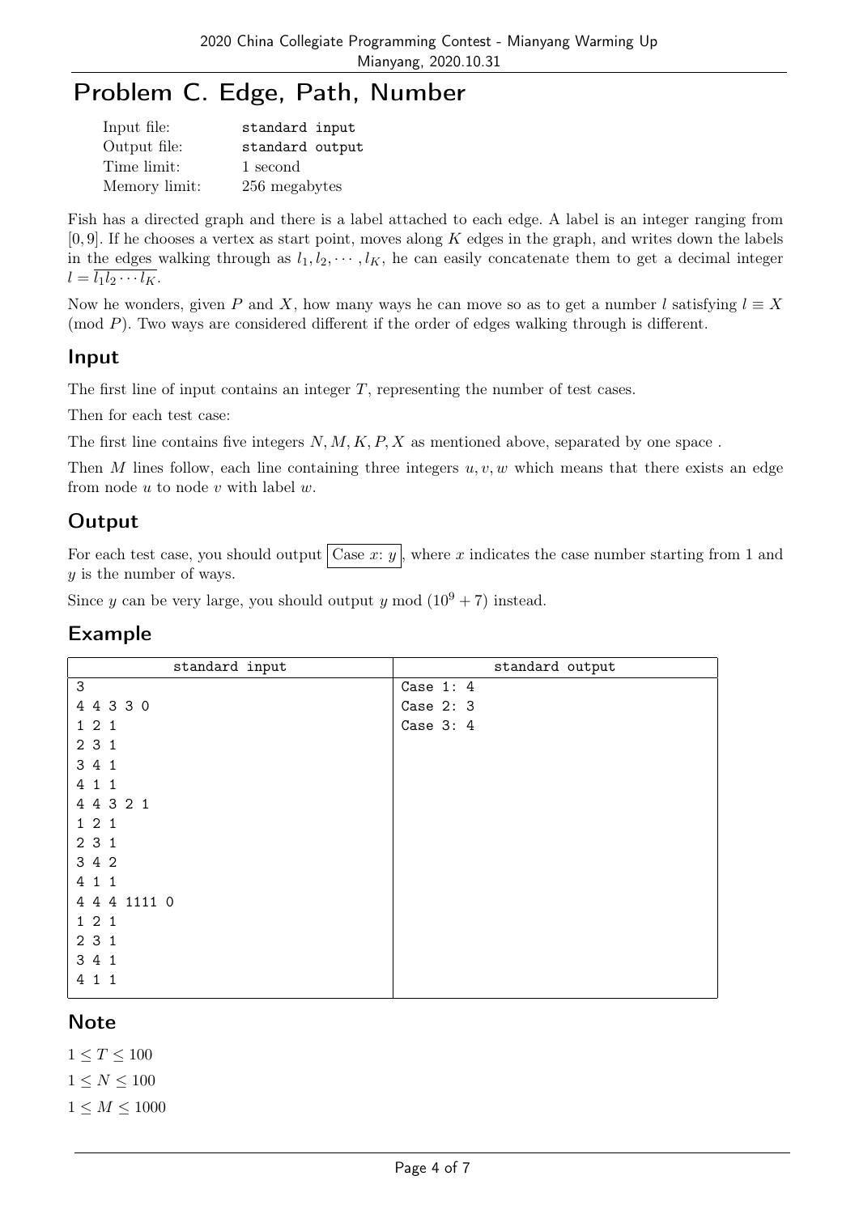# Problem C. Edge, Path, Number

| | |
|---|---|
| Input file: | standard input |
| Output file: | standard output |
| Time limit: | 1 second |
| Memory limit: | 256 megabytes |

Fish has a directed graph and there is a label attached to each edge. A label is an integer ranging from $[0, 9]$. If he chooses a vertex as start point, moves along $K$ edges in the graph, and writes down the labels in the edges walking through as $l_1, l_2, \cdots, l_K$, he can easily concatenate them to get a decimal integer $l = \overline{l_1 l_2 \cdots l_K}$.

Now he wonders, given $P$ and $X$, how many ways he can move so as to get a number $l$ satisfying $l \equiv X \pmod{P}$. Two ways are considered different if the order of edges walking through is different.

## Input

The first line of input contains an integer $T$, representing the number of test cases.

Then for each test case:

The first line contains five integers $N, M, K, P, X$ as mentioned above, separated by one space .

Then $M$ lines follow, each line containing three integers $u, v, w$ which means that there exists an edge from node $u$ to node $v$ with label $w$.

## Output

For each test case, you should output `Case x: y`, where $x$ indicates the case number starting from 1 and $y$ is the number of ways.

Since $y$ can be very large, you should output $y \bmod (10^9 + 7)$ instead.

## Example

| standard input | standard output |
|---|---|
| 3<br>4 4 3 3 0<br>1 2 1<br>2 3 1<br>3 4 1<br>4 1 1<br>4 4 3 2 1<br>1 2 1<br>2 3 1<br>3 4 2<br>4 1 1<br>4 4 4 1111 0<br>1 2 1<br>2 3 1<br>3 4 1<br>4 1 1 | Case 1: 4<br>Case 2: 3<br>Case 3: 4 |

## Note

$1 \leq T \leq 100$

$1 \leq N \leq 100$

$1 \leq M \leq 1000$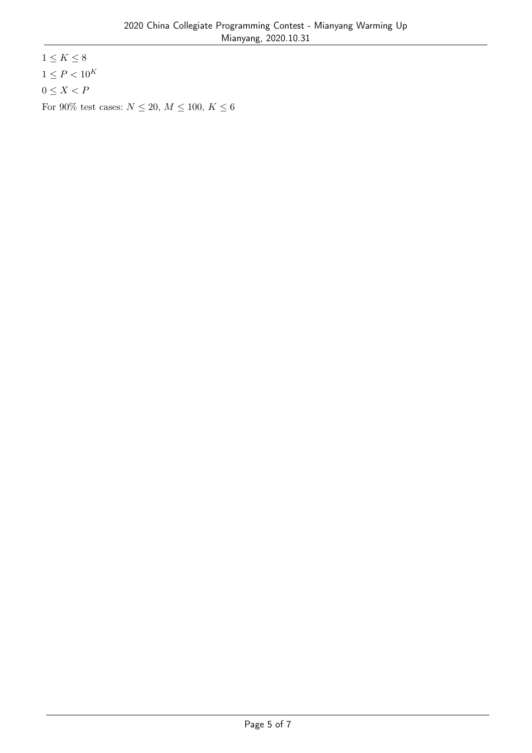$1 \le K \le 8$

$1 \le P < 10^K$

$0 \le X < P$

For 90% test cases: $N \le 20$, $M \le 100$, $K \le 6$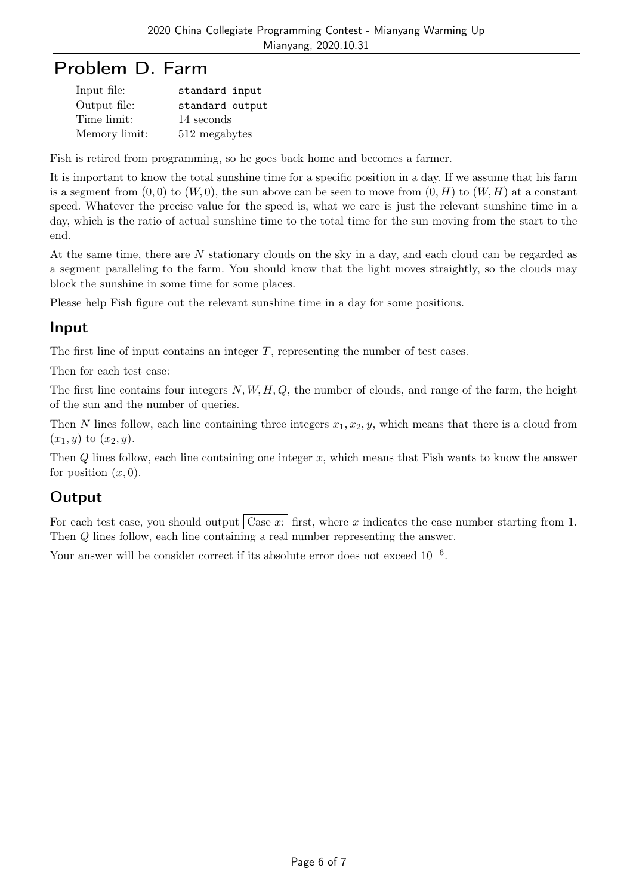# Problem D. Farm

| | |
|---|---|
| Input file: | standard input |
| Output file: | standard output |
| Time limit: | 14 seconds |
| Memory limit: | 512 megabytes |

Fish is retired from programming, so he goes back home and becomes a farmer.

It is important to know the total sunshine time for a specific position in a day. If we assume that his farm is a segment from $(0,0)$ to $(W,0)$, the sun above can be seen to move from $(0,H)$ to $(W,H)$ at a constant speed. Whatever the precise value for the speed is, what we care is just the relevant sunshine time in a day, which is the ratio of actual sunshine time to the total time for the sun moving from the start to the end.

At the same time, there are $N$ stationary clouds on the sky in a day, and each cloud can be regarded as a segment paralleling to the farm. You should know that the light moves straightly, so the clouds may block the sunshine in some time for some places.

Please help Fish figure out the relevant sunshine time in a day for some positions.

## Input

The first line of input contains an integer $T$, representing the number of test cases.

Then for each test case:

The first line contains four integers $N, W, H, Q$, the number of clouds, and range of the farm, the height of the sun and the number of queries.

Then $N$ lines follow, each line containing three integers $x_1, x_2, y$, which means that there is a cloud from $(x_1, y)$ to $(x_2, y)$.

Then $Q$ lines follow, each line containing one integer $x$, which means that Fish wants to know the answer for position $(x, 0)$.

## Output

For each test case, you should output `Case x:` first, where $x$ indicates the case number starting from 1. Then $Q$ lines follow, each line containing a real number representing the answer.

Your answer will be consider correct if its absolute error does not exceed $10^{-6}$.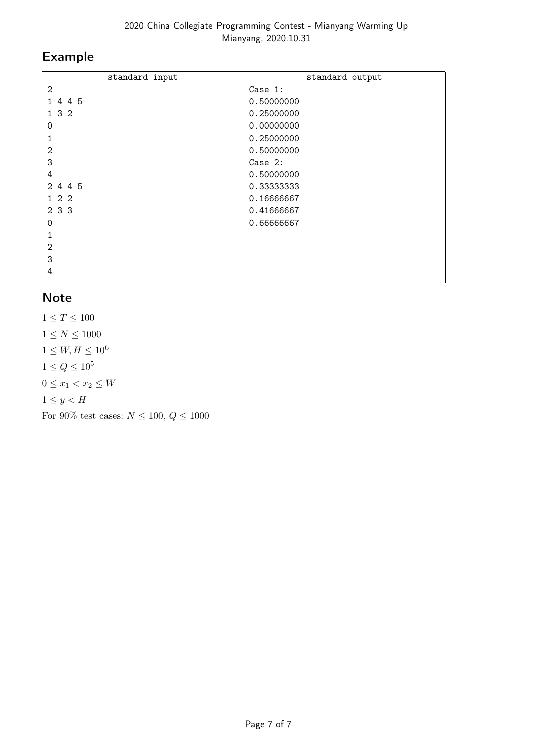## Example

| standard input | standard output |
|---|---|
| 2<br>1 4 4 5<br>1 3 2<br>0<br>1<br>2<br>3<br>4<br>2 4 4 5<br>1 2 2<br>2 3 3<br>0<br>1<br>2<br>3<br>4 | Case 1:<br>0.50000000<br>0.25000000<br>0.00000000<br>0.25000000<br>0.50000000<br>Case 2:<br>0.50000000<br>0.33333333<br>0.16666667<br>0.41666667<br>0.66666667 |

## Note

$1 \leq T \leq 100$

$1 \leq N \leq 1000$

$1 \leq W, H \leq 10^6$

$1 \leq Q \leq 10^5$

$0 \leq x_1 < x_2 \leq W$

$1 \leq y < H$

For 90% test cases: $N \leq 100$, $Q \leq 1000$